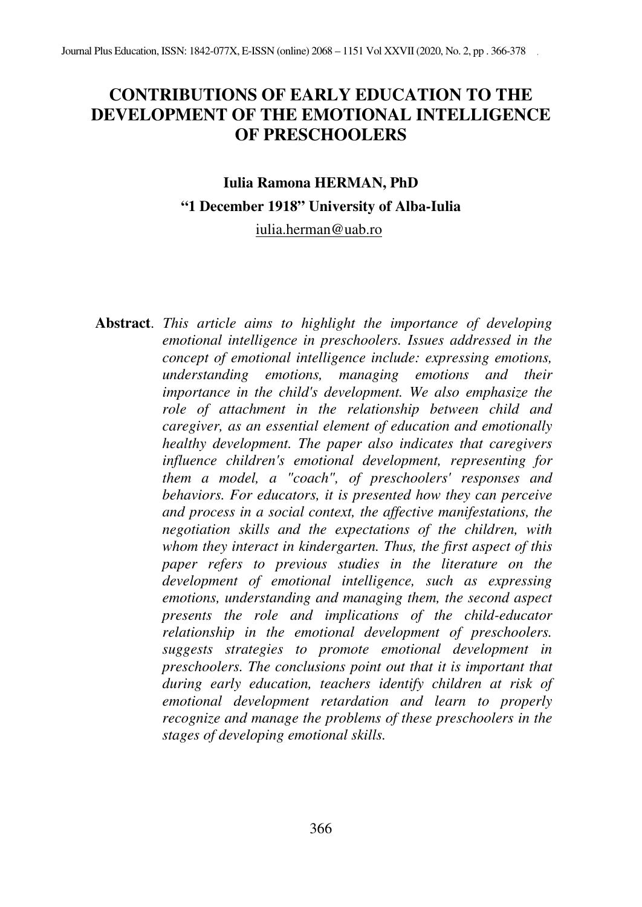# CONTRIBUTIONS OF EARLY EDUCATION TO THE DEVELOPMENT OF THE EMOTIONAL INTELLIGENCE OF PRESCHOOLERS

**Iulia Ramona HERMAN, PhD**

**"1 December 1918" University of Alba-Iulia**

iulia.herman@uab.ro

**Abstract**. *This article aims to highlight the importance of developing emotional intelligence in preschoolers. Issues addressed in the concept of emotional intelligence include: expressing emotions, understanding emotions, managing emotions and their importance in the child's development. We also emphasize the role of attachment in the relationship between child and caregiver, as an essential element of education and emotionally healthy development. The paper also indicates that caregivers influence children's emotional development, representing for them a model, a "coach", of preschoolers' responses and behaviors. For educators, it is presented how they can perceive and process in a social context, the affective manifestations, the negotiation skills and the expectations of the children, with whom they interact in kindergarten. Thus, the first aspect of this paper refers to previous studies in the literature on the development of emotional intelligence, such as expressing emotions, understanding and managing them, the second aspect presents the role and implications of the child-educator relationship in the emotional development of preschoolers. suggests strategies to promote emotional development in preschoolers. The conclusions point out that it is important that during early education, teachers identify children at risk of emotional development retardation and learn to properly recognize and manage the problems of these preschoolers in the stages of developing emotional skills.*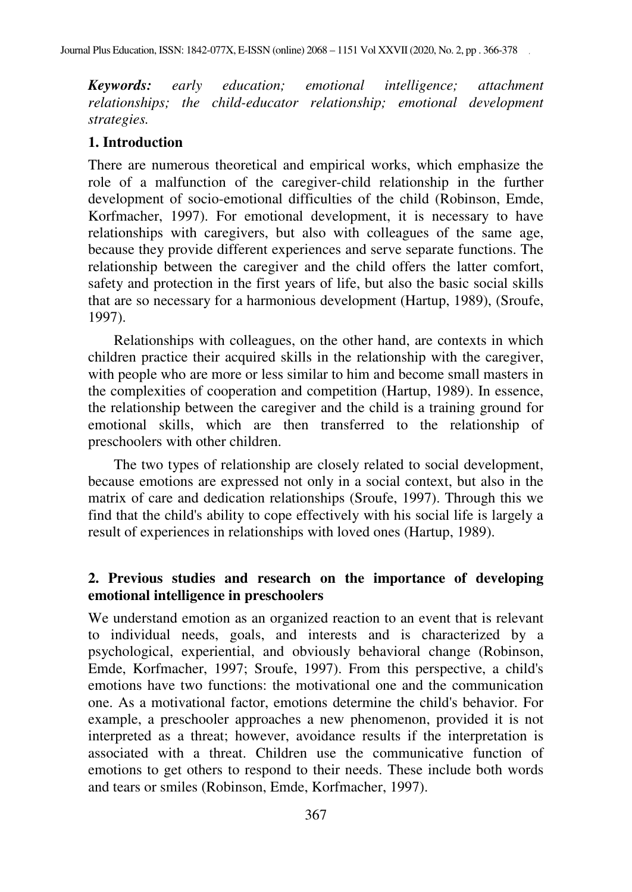***Keywords:*** *early education; emotional intelligence; attachment relationships; the child-educator relationship; emotional development strategies.*

## 1. Introduction

There are numerous theoretical and empirical works, which emphasize the role of a malfunction of the caregiver-child relationship in the further development of socio-emotional difficulties of the child (Robinson, Emde, Korfmacher, 1997). For emotional development, it is necessary to have relationships with caregivers, but also with colleagues of the same age, because they provide different experiences and serve separate functions. The relationship between the caregiver and the child offers the latter comfort, safety and protection in the first years of life, but also the basic social skills that are so necessary for a harmonious development (Hartup, 1989), (Sroufe, 1997).

Relationships with colleagues, on the other hand, are contexts in which children practice their acquired skills in the relationship with the caregiver, with people who are more or less similar to him and become small masters in the complexities of cooperation and competition (Hartup, 1989). In essence, the relationship between the caregiver and the child is a training ground for emotional skills, which are then transferred to the relationship of preschoolers with other children.

The two types of relationship are closely related to social development, because emotions are expressed not only in a social context, but also in the matrix of care and dedication relationships (Sroufe, 1997). Through this we find that the child's ability to cope effectively with his social life is largely a result of experiences in relationships with loved ones (Hartup, 1989).

## 2. Previous studies and research on the importance of developing emotional intelligence in preschoolers

We understand emotion as an organized reaction to an event that is relevant to individual needs, goals, and interests and is characterized by a psychological, experiential, and obviously behavioral change (Robinson, Emde, Korfmacher, 1997; Sroufe, 1997). From this perspective, a child's emotions have two functions: the motivational one and the communication one. As a motivational factor, emotions determine the child's behavior. For example, a preschooler approaches a new phenomenon, provided it is not interpreted as a threat; however, avoidance results if the interpretation is associated with a threat. Children use the communicative function of emotions to get others to respond to their needs. These include both words and tears or smiles (Robinson, Emde, Korfmacher, 1997).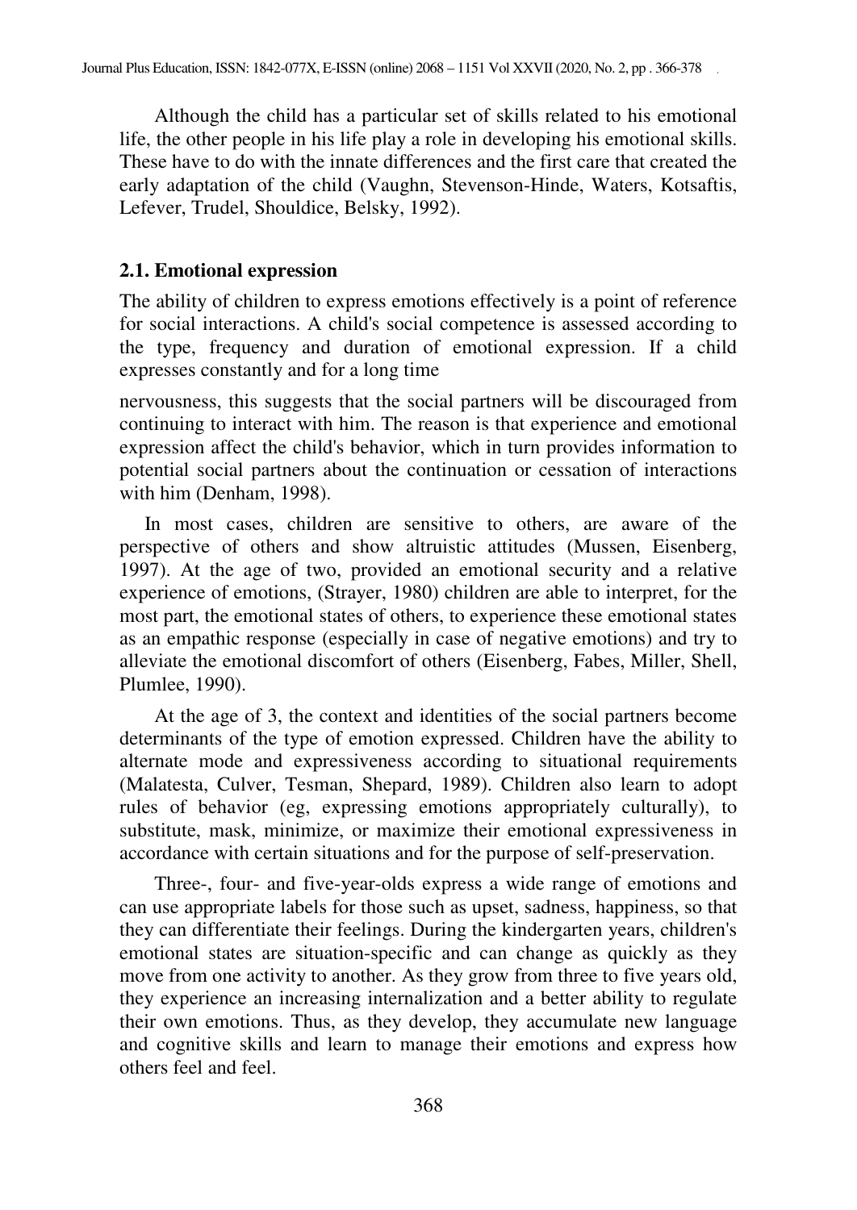Although the child has a particular set of skills related to his emotional life, the other people in his life play a role in developing his emotional skills. These have to do with the innate differences and the first care that created the early adaptation of the child (Vaughn, Stevenson-Hinde, Waters, Kotsaftis, Lefever, Trudel, Shouldice, Belsky, 1992).

## 2.1. Emotional expression

The ability of children to express emotions effectively is a point of reference for social interactions. A child's social competence is assessed according to the type, frequency and duration of emotional expression. If a child expresses constantly and for a long time nervousness, this suggests that the social partners will be discouraged from continuing to interact with him. The reason is that experience and emotional expression affect the child's behavior, which in turn provides information to potential social partners about the continuation or cessation of interactions with him (Denham, 1998).

In most cases, children are sensitive to others, are aware of the perspective of others and show altruistic attitudes (Mussen, Eisenberg, 1997). At the age of two, provided an emotional security and a relative experience of emotions, (Strayer, 1980) children are able to interpret, for the most part, the emotional states of others, to experience these emotional states as an empathic response (especially in case of negative emotions) and try to alleviate the emotional discomfort of others (Eisenberg, Fabes, Miller, Shell, Plumlee, 1990).

At the age of 3, the context and identities of the social partners become determinants of the type of emotion expressed. Children have the ability to alternate mode and expressiveness according to situational requirements (Malatesta, Culver, Tesman, Shepard, 1989). Children also learn to adopt rules of behavior (eg, expressing emotions appropriately culturally), to substitute, mask, minimize, or maximize their emotional expressiveness in accordance with certain situations and for the purpose of self-preservation.

Three-, four- and five-year-olds express a wide range of emotions and can use appropriate labels for those such as upset, sadness, happiness, so that they can differentiate their feelings. During the kindergarten years, children's emotional states are situation-specific and can change as quickly as they move from one activity to another. As they grow from three to five years old, they experience an increasing internalization and a better ability to regulate their own emotions. Thus, as they develop, they accumulate new language and cognitive skills and learn to manage their emotions and express how others feel and feel.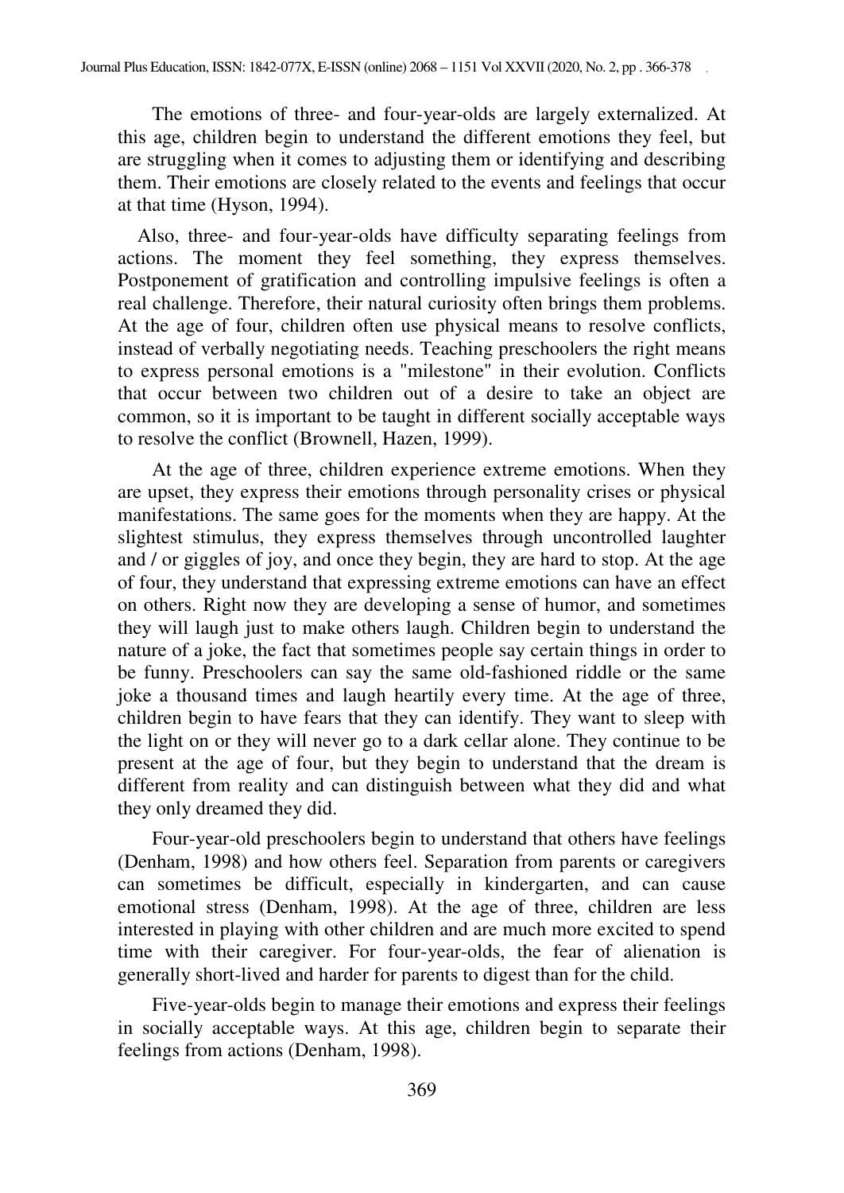The emotions of three- and four-year-olds are largely externalized. At this age, children begin to understand the different emotions they feel, but are struggling when it comes to adjusting them or identifying and describing them. Their emotions are closely related to the events and feelings that occur at that time (Hyson, 1994).

Also, three- and four-year-olds have difficulty separating feelings from actions. The moment they feel something, they express themselves. Postponement of gratification and controlling impulsive feelings is often a real challenge. Therefore, their natural curiosity often brings them problems. At the age of four, children often use physical means to resolve conflicts, instead of verbally negotiating needs. Teaching preschoolers the right means to express personal emotions is a "milestone" in their evolution. Conflicts that occur between two children out of a desire to take an object are common, so it is important to be taught in different socially acceptable ways to resolve the conflict (Brownell, Hazen, 1999).

At the age of three, children experience extreme emotions. When they are upset, they express their emotions through personality crises or physical manifestations. The same goes for the moments when they are happy. At the slightest stimulus, they express themselves through uncontrolled laughter and / or giggles of joy, and once they begin, they are hard to stop. At the age of four, they understand that expressing extreme emotions can have an effect on others. Right now they are developing a sense of humor, and sometimes they will laugh just to make others laugh. Children begin to understand the nature of a joke, the fact that sometimes people say certain things in order to be funny. Preschoolers can say the same old-fashioned riddle or the same joke a thousand times and laugh heartily every time. At the age of three, children begin to have fears that they can identify. They want to sleep with the light on or they will never go to a dark cellar alone. They continue to be present at the age of four, but they begin to understand that the dream is different from reality and can distinguish between what they did and what they only dreamed they did.

Four-year-old preschoolers begin to understand that others have feelings (Denham, 1998) and how others feel. Separation from parents or caregivers can sometimes be difficult, especially in kindergarten, and can cause emotional stress (Denham, 1998). At the age of three, children are less interested in playing with other children and are much more excited to spend time with their caregiver. For four-year-olds, the fear of alienation is generally short-lived and harder for parents to digest than for the child.

Five-year-olds begin to manage their emotions and express their feelings in socially acceptable ways. At this age, children begin to separate their feelings from actions (Denham, 1998).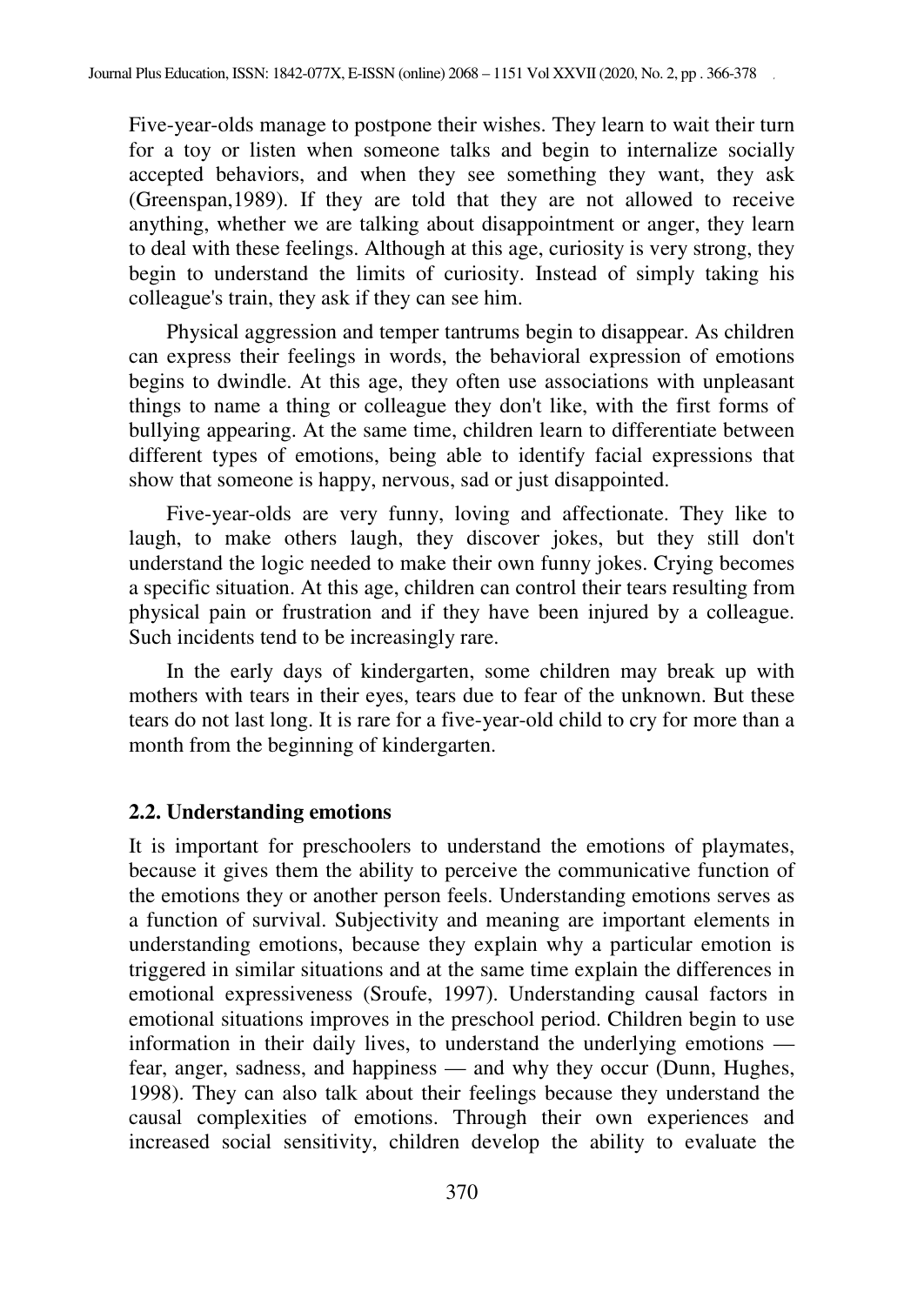Five-year-olds manage to postpone their wishes. They learn to wait their turn for a toy or listen when someone talks and begin to internalize socially accepted behaviors, and when they see something they want, they ask (Greenspan,1989). If they are told that they are not allowed to receive anything, whether we are talking about disappointment or anger, they learn to deal with these feelings. Although at this age, curiosity is very strong, they begin to understand the limits of curiosity. Instead of simply taking his colleague's train, they ask if they can see him.

Physical aggression and temper tantrums begin to disappear. As children can express their feelings in words, the behavioral expression of emotions begins to dwindle. At this age, they often use associations with unpleasant things to name a thing or colleague they don't like, with the first forms of bullying appearing. At the same time, children learn to differentiate between different types of emotions, being able to identify facial expressions that show that someone is happy, nervous, sad or just disappointed.

Five-year-olds are very funny, loving and affectionate. They like to laugh, to make others laugh, they discover jokes, but they still don't understand the logic needed to make their own funny jokes. Crying becomes a specific situation. At this age, children can control their tears resulting from physical pain or frustration and if they have been injured by a colleague. Such incidents tend to be increasingly rare.

In the early days of kindergarten, some children may break up with mothers with tears in their eyes, tears due to fear of the unknown. But these tears do not last long. It is rare for a five-year-old child to cry for more than a month from the beginning of kindergarten.

### 2.2. Understanding emotions

It is important for preschoolers to understand the emotions of playmates, because it gives them the ability to perceive the communicative function of the emotions they or another person feels. Understanding emotions serves as a function of survival. Subjectivity and meaning are important elements in understanding emotions, because they explain why a particular emotion is triggered in similar situations and at the same time explain the differences in emotional expressiveness (Sroufe, 1997). Understanding causal factors in emotional situations improves in the preschool period. Children begin to use information in their daily lives, to understand the underlying emotions — fear, anger, sadness, and happiness — and why they occur (Dunn, Hughes, 1998). They can also talk about their feelings because they understand the causal complexities of emotions. Through their own experiences and increased social sensitivity, children develop the ability to evaluate the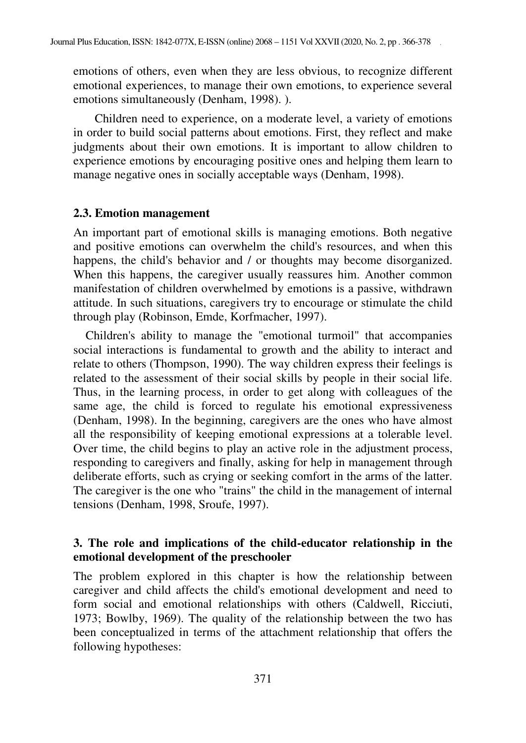emotions of others, even when they are less obvious, to recognize different emotional experiences, to manage their own emotions, to experience several emotions simultaneously (Denham, 1998). ).

Children need to experience, on a moderate level, a variety of emotions in order to build social patterns about emotions. First, they reflect and make judgments about their own emotions. It is important to allow children to experience emotions by encouraging positive ones and helping them learn to manage negative ones in socially acceptable ways (Denham, 1998).

### 2.3. Emotion management

An important part of emotional skills is managing emotions. Both negative and positive emotions can overwhelm the child's resources, and when this happens, the child's behavior and / or thoughts may become disorganized. When this happens, the caregiver usually reassures him. Another common manifestation of children overwhelmed by emotions is a passive, withdrawn attitude. In such situations, caregivers try to encourage or stimulate the child through play (Robinson, Emde, Korfmacher, 1997).

Children's ability to manage the "emotional turmoil" that accompanies social interactions is fundamental to growth and the ability to interact and relate to others (Thompson, 1990). The way children express their feelings is related to the assessment of their social skills by people in their social life. Thus, in the learning process, in order to get along with colleagues of the same age, the child is forced to regulate his emotional expressiveness (Denham, 1998). In the beginning, caregivers are the ones who have almost all the responsibility of keeping emotional expressions at a tolerable level. Over time, the child begins to play an active role in the adjustment process, responding to caregivers and finally, asking for help in management through deliberate efforts, such as crying or seeking comfort in the arms of the latter. The caregiver is the one who "trains" the child in the management of internal tensions (Denham, 1998, Sroufe, 1997).

## 3. The role and implications of the child-educator relationship in the emotional development of the preschooler

The problem explored in this chapter is how the relationship between caregiver and child affects the child's emotional development and need to form social and emotional relationships with others (Caldwell, Ricciuti, 1973; Bowlby, 1969). The quality of the relationship between the two has been conceptualized in terms of the attachment relationship that offers the following hypotheses: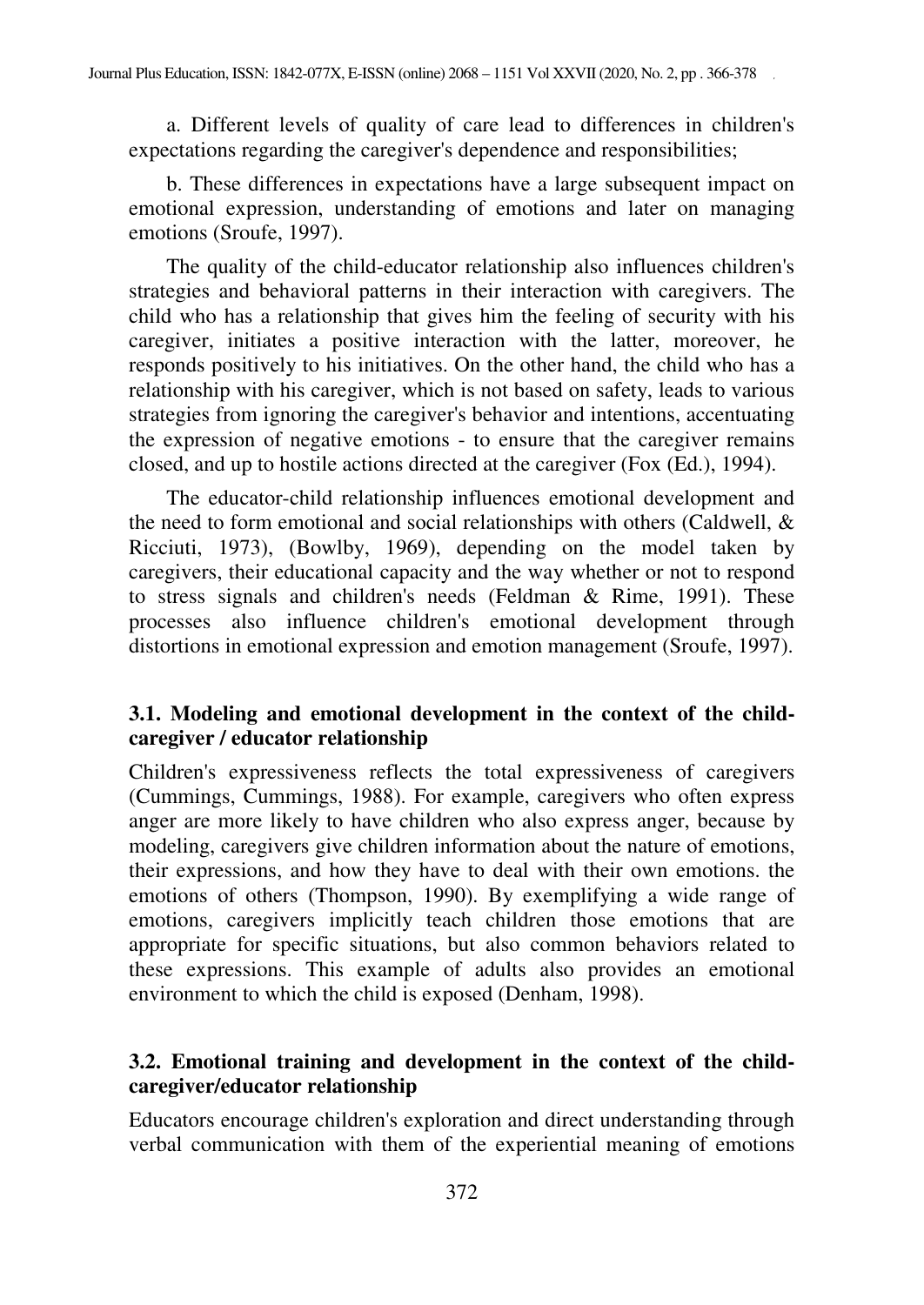a. Different levels of quality of care lead to differences in children's expectations regarding the caregiver's dependence and responsibilities;

b. These differences in expectations have a large subsequent impact on emotional expression, understanding of emotions and later on managing emotions (Sroufe, 1997).

The quality of the child-educator relationship also influences children's strategies and behavioral patterns in their interaction with caregivers. The child who has a relationship that gives him the feeling of security with his caregiver, initiates a positive interaction with the latter, moreover, he responds positively to his initiatives. On the other hand, the child who has a relationship with his caregiver, which is not based on safety, leads to various strategies from ignoring the caregiver's behavior and intentions, accentuating the expression of negative emotions - to ensure that the caregiver remains closed, and up to hostile actions directed at the caregiver (Fox (Ed.), 1994).

The educator-child relationship influences emotional development and the need to form emotional and social relationships with others (Caldwell, & Ricciuti, 1973), (Bowlby, 1969), depending on the model taken by caregivers, their educational capacity and the way whether or not to respond to stress signals and children's needs (Feldman & Rime, 1991). These processes also influence children's emotional development through distortions in emotional expression and emotion management (Sroufe, 1997).

### 3.1. Modeling and emotional development in the context of the child-caregiver / educator relationship

Children's expressiveness reflects the total expressiveness of caregivers (Cummings, Cummings, 1988). For example, caregivers who often express anger are more likely to have children who also express anger, because by modeling, caregivers give children information about the nature of emotions, their expressions, and how they have to deal with their own emotions. the emotions of others (Thompson, 1990). By exemplifying a wide range of emotions, caregivers implicitly teach children those emotions that are appropriate for specific situations, but also common behaviors related to these expressions. This example of adults also provides an emotional environment to which the child is exposed (Denham, 1998).

### 3.2. Emotional training and development in the context of the child-caregiver/educator relationship

Educators encourage children's exploration and direct understanding through verbal communication with them of the experiential meaning of emotions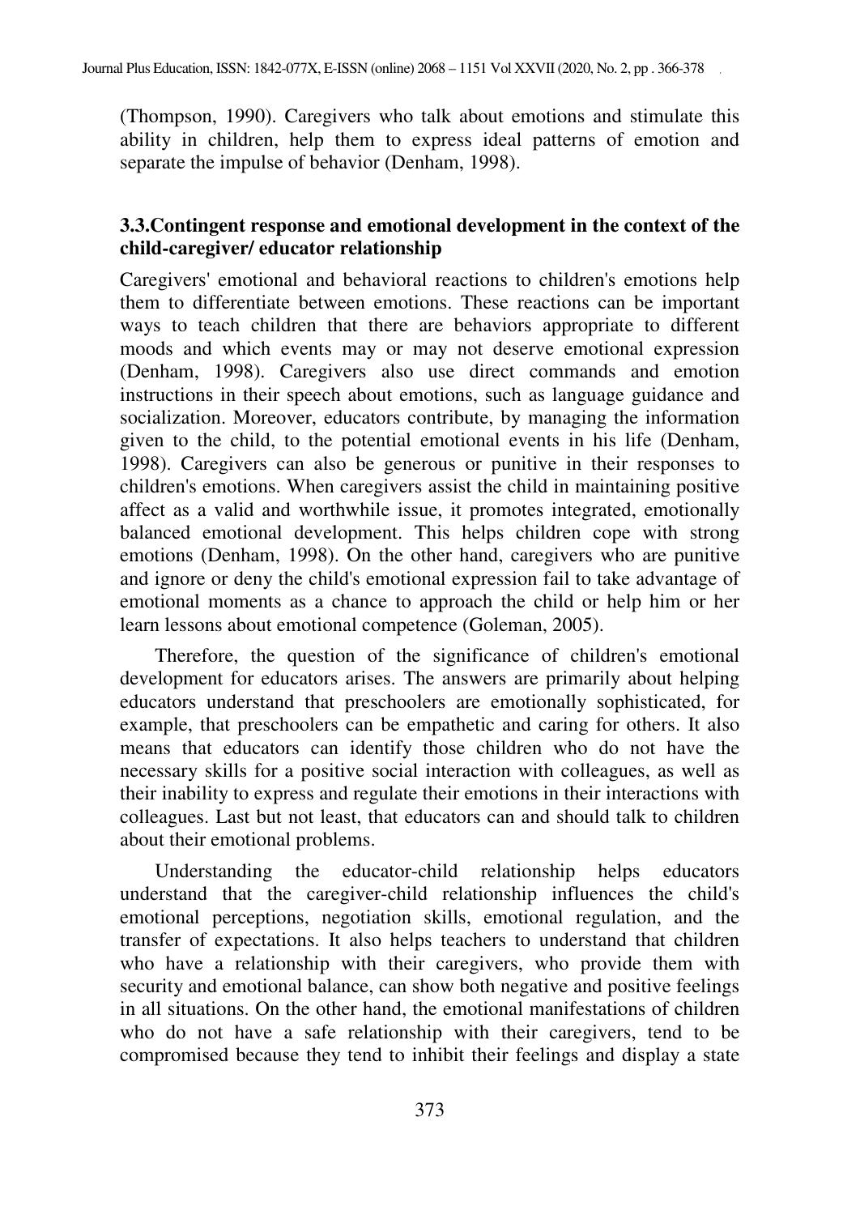(Thompson, 1990). Caregivers who talk about emotions and stimulate this ability in children, help them to express ideal patterns of emotion and separate the impulse of behavior (Denham, 1998).

### 3.3.Contingent response and emotional development in the context of the child-caregiver/ educator relationship

Caregivers' emotional and behavioral reactions to children's emotions help them to differentiate between emotions. These reactions can be important ways to teach children that there are behaviors appropriate to different moods and which events may or may not deserve emotional expression (Denham, 1998). Caregivers also use direct commands and emotion instructions in their speech about emotions, such as language guidance and socialization. Moreover, educators contribute, by managing the information given to the child, to the potential emotional events in his life (Denham, 1998). Caregivers can also be generous or punitive in their responses to children's emotions. When caregivers assist the child in maintaining positive affect as a valid and worthwhile issue, it promotes integrated, emotionally balanced emotional development. This helps children cope with strong emotions (Denham, 1998). On the other hand, caregivers who are punitive and ignore or deny the child's emotional expression fail to take advantage of emotional moments as a chance to approach the child or help him or her learn lessons about emotional competence (Goleman, 2005).

Therefore, the question of the significance of children's emotional development for educators arises. The answers are primarily about helping educators understand that preschoolers are emotionally sophisticated, for example, that preschoolers can be empathetic and caring for others. It also means that educators can identify those children who do not have the necessary skills for a positive social interaction with colleagues, as well as their inability to express and regulate their emotions in their interactions with colleagues. Last but not least, that educators can and should talk to children about their emotional problems.

Understanding the educator-child relationship helps educators understand that the caregiver-child relationship influences the child's emotional perceptions, negotiation skills, emotional regulation, and the transfer of expectations. It also helps teachers to understand that children who have a relationship with their caregivers, who provide them with security and emotional balance, can show both negative and positive feelings in all situations. On the other hand, the emotional manifestations of children who do not have a safe relationship with their caregivers, tend to be compromised because they tend to inhibit their feelings and display a state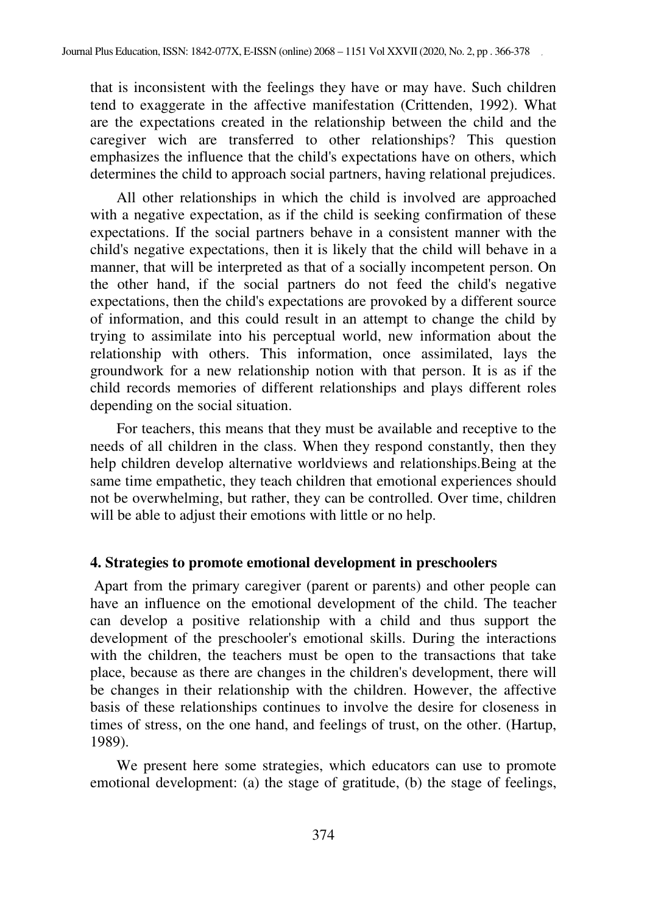that is inconsistent with the feelings they have or may have. Such children tend to exaggerate in the affective manifestation (Crittenden, 1992). What are the expectations created in the relationship between the child and the caregiver wich are transferred to other relationships? This question emphasizes the influence that the child's expectations have on others, which determines the child to approach social partners, having relational prejudices.

All other relationships in which the child is involved are approached with a negative expectation, as if the child is seeking confirmation of these expectations. If the social partners behave in a consistent manner with the child's negative expectations, then it is likely that the child will behave in a manner, that will be interpreted as that of a socially incompetent person. On the other hand, if the social partners do not feed the child's negative expectations, then the child's expectations are provoked by a different source of information, and this could result in an attempt to change the child by trying to assimilate into his perceptual world, new information about the relationship with others. This information, once assimilated, lays the groundwork for a new relationship notion with that person. It is as if the child records memories of different relationships and plays different roles depending on the social situation.

For teachers, this means that they must be available and receptive to the needs of all children in the class. When they respond constantly, then they help children develop alternative worldviews and relationships.Being at the same time empathetic, they teach children that emotional experiences should not be overwhelming, but rather, they can be controlled. Over time, children will be able to adjust their emotions with little or no help.

## 4. Strategies to promote emotional development in preschoolers

Apart from the primary caregiver (parent or parents) and other people can have an influence on the emotional development of the child. The teacher can develop a positive relationship with a child and thus support the development of the preschooler's emotional skills. During the interactions with the children, the teachers must be open to the transactions that take place, because as there are changes in the children's development, there will be changes in their relationship with the children. However, the affective basis of these relationships continues to involve the desire for closeness in times of stress, on the one hand, and feelings of trust, on the other. (Hartup, 1989).

We present here some strategies, which educators can use to promote emotional development: (a) the stage of gratitude, (b) the stage of feelings,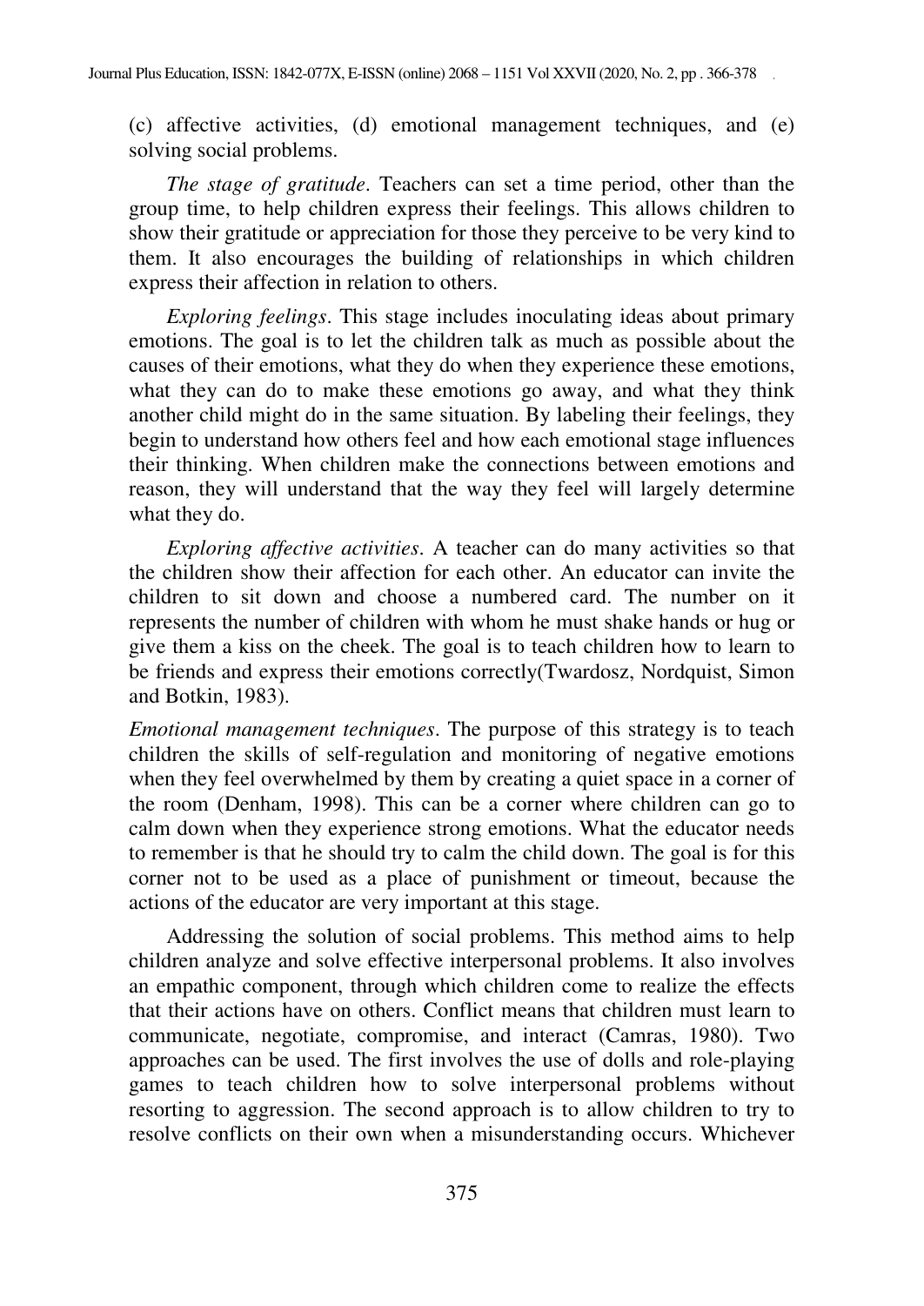(c) affective activities, (d) emotional management techniques, and (e) solving social problems.

*The stage of gratitude*. Teachers can set a time period, other than the group time, to help children express their feelings. This allows children to show their gratitude or appreciation for those they perceive to be very kind to them. It also encourages the building of relationships in which children express their affection in relation to others.

*Exploring feelings*. This stage includes inoculating ideas about primary emotions. The goal is to let the children talk as much as possible about the causes of their emotions, what they do when they experience these emotions, what they can do to make these emotions go away, and what they think another child might do in the same situation. By labeling their feelings, they begin to understand how others feel and how each emotional stage influences their thinking. When children make the connections between emotions and reason, they will understand that the way they feel will largely determine what they do.

*Exploring affective activities*. A teacher can do many activities so that the children show their affection for each other. An educator can invite the children to sit down and choose a numbered card. The number on it represents the number of children with whom he must shake hands or hug or give them a kiss on the cheek. The goal is to teach children how to learn to be friends and express their emotions correctly(Twardosz, Nordquist, Simon and Botkin, 1983).

*Emotional management techniques*. The purpose of this strategy is to teach children the skills of self-regulation and monitoring of negative emotions when they feel overwhelmed by them by creating a quiet space in a corner of the room (Denham, 1998). This can be a corner where children can go to calm down when they experience strong emotions. What the educator needs to remember is that he should try to calm the child down. The goal is for this corner not to be used as a place of punishment or timeout, because the actions of the educator are very important at this stage.

Addressing the solution of social problems. This method aims to help children analyze and solve effective interpersonal problems. It also involves an empathic component, through which children come to realize the effects that their actions have on others. Conflict means that children must learn to communicate, negotiate, compromise, and interact (Camras, 1980). Two approaches can be used. The first involves the use of dolls and role-playing games to teach children how to solve interpersonal problems without resorting to aggression. The second approach is to allow children to try to resolve conflicts on their own when a misunderstanding occurs. Whichever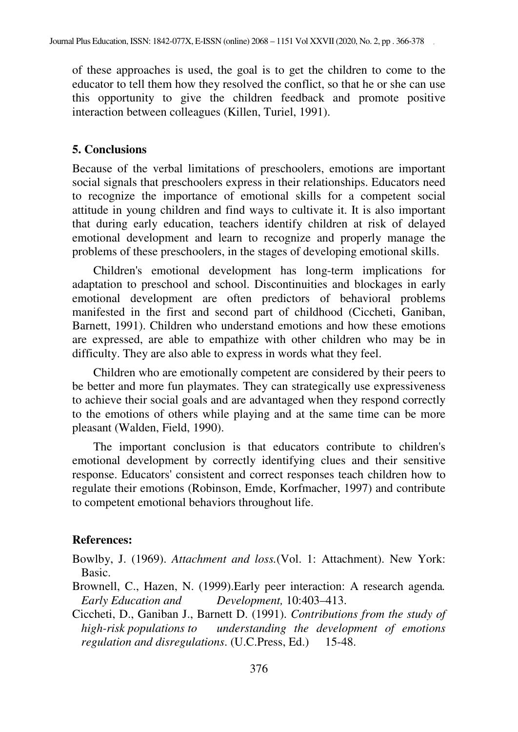of these approaches is used, the goal is to get the children to come to the educator to tell them how they resolved the conflict, so that he or she can use this opportunity to give the children feedback and promote positive interaction between colleagues (Killen, Turiel, 1991).

## 5. Conclusions

Because of the verbal limitations of preschoolers, emotions are important social signals that preschoolers express in their relationships. Educators need to recognize the importance of emotional skills for a competent social attitude in young children and find ways to cultivate it. It is also important that during early education, teachers identify children at risk of delayed emotional development and learn to recognize and properly manage the problems of these preschoolers, in the stages of developing emotional skills.

Children's emotional development has long-term implications for adaptation to preschool and school. Discontinuities and blockages in early emotional development are often predictors of behavioral problems manifested in the first and second part of childhood (Ciccheti, Ganiban, Barnett, 1991). Children who understand emotions and how these emotions are expressed, are able to empathize with other children who may be in difficulty. They are also able to express in words what they feel.

Children who are emotionally competent are considered by their peers to be better and more fun playmates. They can strategically use expressiveness to achieve their social goals and are advantaged when they respond correctly to the emotions of others while playing and at the same time can be more pleasant (Walden, Field, 1990).

The important conclusion is that educators contribute to children's emotional development by correctly identifying clues and their sensitive response. Educators' consistent and correct responses teach children how to regulate their emotions (Robinson, Emde, Korfmacher, 1997) and contribute to competent emotional behaviors throughout life.

## References:

Bowlby, J. (1969). *Attachment and loss.*(Vol. 1: Attachment). New York: Basic.

Brownell, C., Hazen, N. (1999).Early peer interaction: A research agenda. *Early Education and Development,* 10:403–413.

Ciccheti, D., Ganiban J., Barnett D. (1991). *Contributions from the study of high-risk populations to understanding the development of emotions regulation and disregulations*. (U.C.Press, Ed.) 15-48.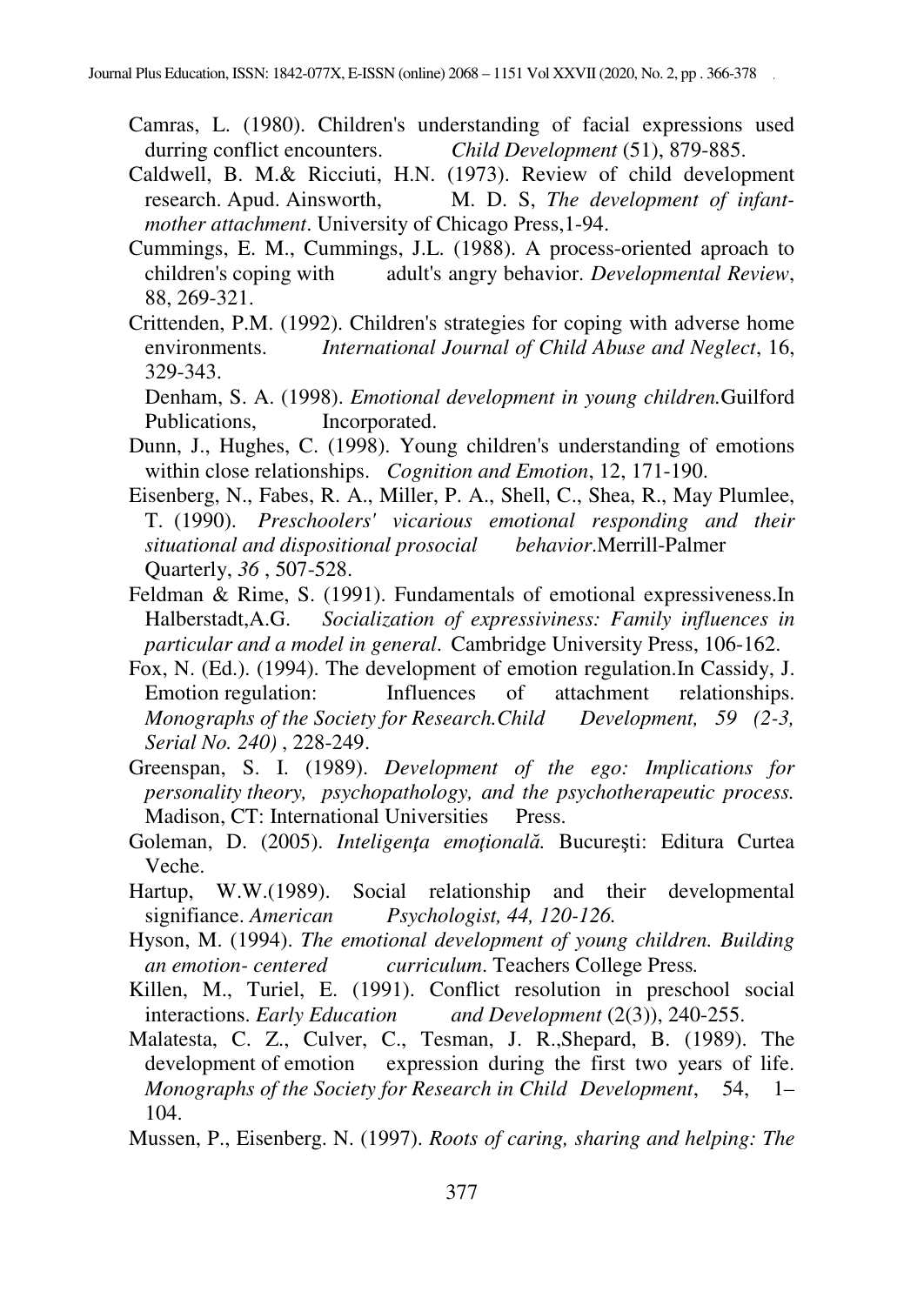Camras, L. (1980). Children's understanding of facial expressions used durring conflict encounters. *Child Development* (51), 879-885.

Caldwell, B. M.& Ricciuti, H.N. (1973). Review of child development research. Apud. Ainsworth, M. D. S, *The development of infant-mother attachment*. University of Chicago Press,1-94.

Cummings, E. M., Cummings, J.L. (1988). A process-oriented aproach to children's coping with adult's angry behavior. *Developmental Review*, 88, 269-321.

Crittenden, P.M. (1992). Children's strategies for coping with adverse home environments. *International Journal of Child Abuse and Neglect*, 16, 329-343.

Denham, S. A. (1998). *Emotional development in young children.*Guilford Publications, Incorporated.

Dunn, J., Hughes, C. (1998). Young children's understanding of emotions within close relationships. *Cognition and Emotion*, 12, 171-190.

Eisenberg, N., Fabes, R. A., Miller, P. A., Shell, C., Shea, R., May Plumlee, T. (1990). *Preschoolers' vicarious emotional responding and their situational and dispositional prosocial behavior*.Merrill-Palmer Quarterly, *36* , 507-528.

Feldman & Rime, S. (1991). Fundamentals of emotional expressiveness.In Halberstadt,A.G. *Socialization of expressiviness: Family influences in particular and a model in general*. Cambridge University Press, 106-162.

Fox, N. (Ed.). (1994). The development of emotion regulation.In Cassidy, J. Emotion regulation: Influences of attachment relationships. *Monographs of the Society for Research.Child Development, 59 (2-3, Serial No. 240)* , 228-249.

Greenspan, S. I. (1989). *Development of the ego: Implications for personality theory, psychopathology, and the psychotherapeutic process.* Madison, CT: International Universities Press.

Goleman, D. (2005). *Inteligenţa emoţională.* Bucureşti: Editura Curtea Veche.

Hartup, W.W.(1989). Social relationship and their developmental signifiance. *American Psychologist, 44, 120-126.*

Hyson, M. (1994). *The emotional development of young children. Building an emotion- centered curriculum*. Teachers College Press.

Killen, M., Turiel, E. (1991). Conflict resolution in preschool social interactions. *Early Education and Development* (2(3)), 240-255.

Malatesta, C. Z., Culver, C., Tesman, J. R.,Shepard, B. (1989). The development of emotion expression during the first two years of life. *Monographs of the Society for Research in Child Development*, 54, 1–104.

Mussen, P., Eisenberg. N. (1997). *Roots of caring, sharing and helping: The*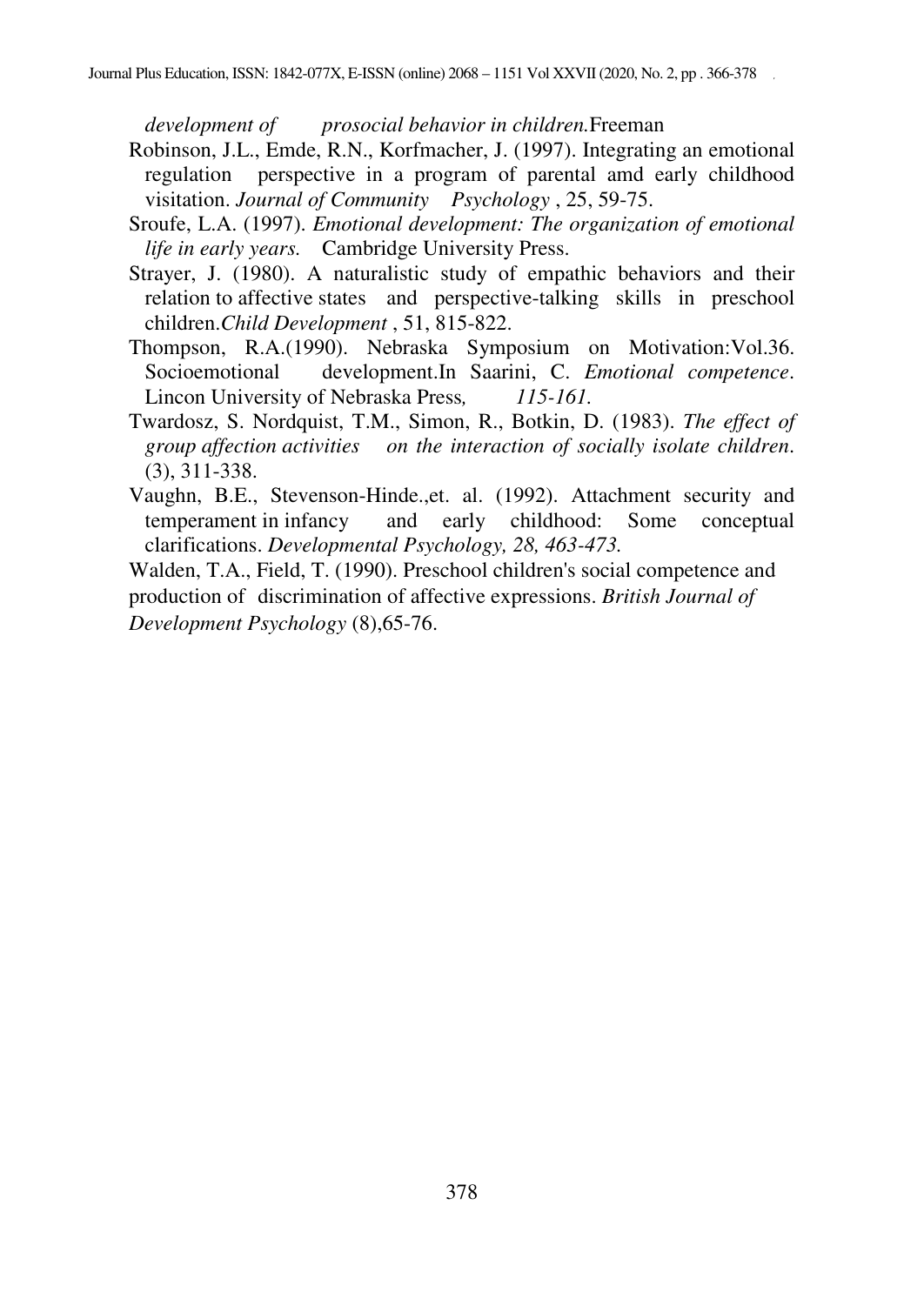*development of prosocial behavior in children.*Freeman

Robinson, J.L., Emde, R.N., Korfmacher, J. (1997). Integrating an emotional regulation perspective in a program of parental amd early childhood visitation. *Journal of Community Psychology* , 25, 59-75.

Sroufe, L.A. (1997). *Emotional development: The organization of emotional life in early years.* Cambridge University Press.

Strayer, J. (1980). A naturalistic study of empathic behaviors and their relation to affective states and perspective-talking skills in preschool children.*Child Development* , 51, 815-822.

Thompson, R.A.(1990). Nebraska Symposium on Motivation:Vol.36. Socioemotional development.In Saarini, C. *Emotional competence*. Lincon University of Nebraska Press*, 115-161.*

Twardosz, S. Nordquist, T.M., Simon, R., Botkin, D. (1983). *The effect of group affection activities on the interaction of socially isolate children*. (3), 311-338.

Vaughn, B.E., Stevenson-Hinde.,et. al. (1992). Attachment security and temperament in infancy and early childhood: Some conceptual clarifications. *Developmental Psychology, 28, 463-473.*

Walden, T.A., Field, T. (1990). Preschool children's social competence and production of discrimination of affective expressions. *British Journal of Development Psychology* (8),65-76.